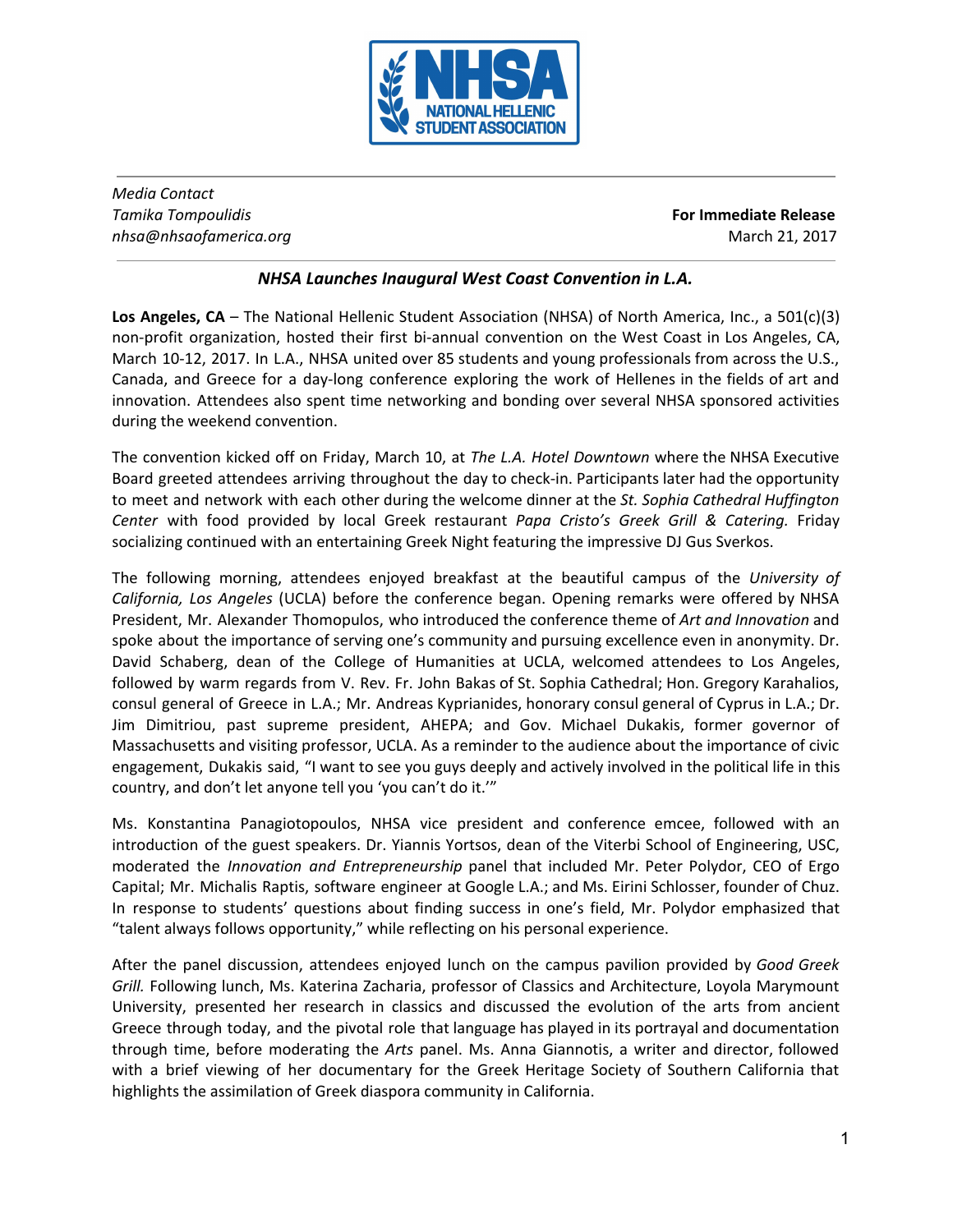NHSA
NATIONAL HELLENIC
STUDENT ASSOCIATION

---

*Media Contact*
*Tamika Tompoulidis*
*nhsa@nhsaofamerica.org*

**For Immediate Release**
March 21, 2017

---

## *NHSA Launches Inaugural West Coast Convention in L.A.*

**Los Angeles, CA** – The National Hellenic Student Association (NHSA) of North America, Inc., a 501(c)(3) non-profit organization, hosted their first bi-annual convention on the West Coast in Los Angeles, CA, March 10-12, 2017. In L.A., NHSA united over 85 students and young professionals from across the U.S., Canada, and Greece for a day-long conference exploring the work of Hellenes in the fields of art and innovation. Attendees also spent time networking and bonding over several NHSA sponsored activities during the weekend convention.

The convention kicked off on Friday, March 10, at *The L.A. Hotel Downtown* where the NHSA Executive Board greeted attendees arriving throughout the day to check-in. Participants later had the opportunity to meet and network with each other during the welcome dinner at the *St. Sophia Cathedral Huffington Center* with food provided by local Greek restaurant *Papa Cristo's Greek Grill & Catering.* Friday socializing continued with an entertaining Greek Night featuring the impressive DJ Gus Sverkos.

The following morning, attendees enjoyed breakfast at the beautiful campus of the *University of California, Los Angeles* (UCLA) before the conference began. Opening remarks were offered by NHSA President, Mr. Alexander Thomopulos, who introduced the conference theme of *Art and Innovation* and spoke about the importance of serving one's community and pursuing excellence even in anonymity. Dr. David Schaberg, dean of the College of Humanities at UCLA, welcomed attendees to Los Angeles, followed by warm regards from V. Rev. Fr. John Bakas of St. Sophia Cathedral; Hon. Gregory Karahalios, consul general of Greece in L.A.; Mr. Andreas Kyprianides, honorary consul general of Cyprus in L.A.; Dr. Jim Dimitriou, past supreme president, AHEPA; and Gov. Michael Dukakis, former governor of Massachusetts and visiting professor, UCLA. As a reminder to the audience about the importance of civic engagement, Dukakis said, "I want to see you guys deeply and actively involved in the political life in this country, and don't let anyone tell you 'you can't do it.'"

Ms. Konstantina Panagiotopoulos, NHSA vice president and conference emcee, followed with an introduction of the guest speakers. Dr. Yiannis Yortsos, dean of the Viterbi School of Engineering, USC, moderated the *Innovation and Entrepreneurship* panel that included Mr. Peter Polydor, CEO of Ergo Capital; Mr. Michalis Raptis, software engineer at Google L.A.; and Ms. Eirini Schlosser, founder of Chuz. In response to students' questions about finding success in one's field, Mr. Polydor emphasized that "talent always follows opportunity," while reflecting on his personal experience.

After the panel discussion, attendees enjoyed lunch on the campus pavilion provided by *Good Greek Grill.* Following lunch, Ms. Katerina Zacharia, professor of Classics and Architecture, Loyola Marymount University, presented her research in classics and discussed the evolution of the arts from ancient Greece through today, and the pivotal role that language has played in its portrayal and documentation through time, before moderating the *Arts* panel. Ms. Anna Giannotis, a writer and director, followed with a brief viewing of her documentary for the Greek Heritage Society of Southern California that highlights the assimilation of Greek diaspora community in California.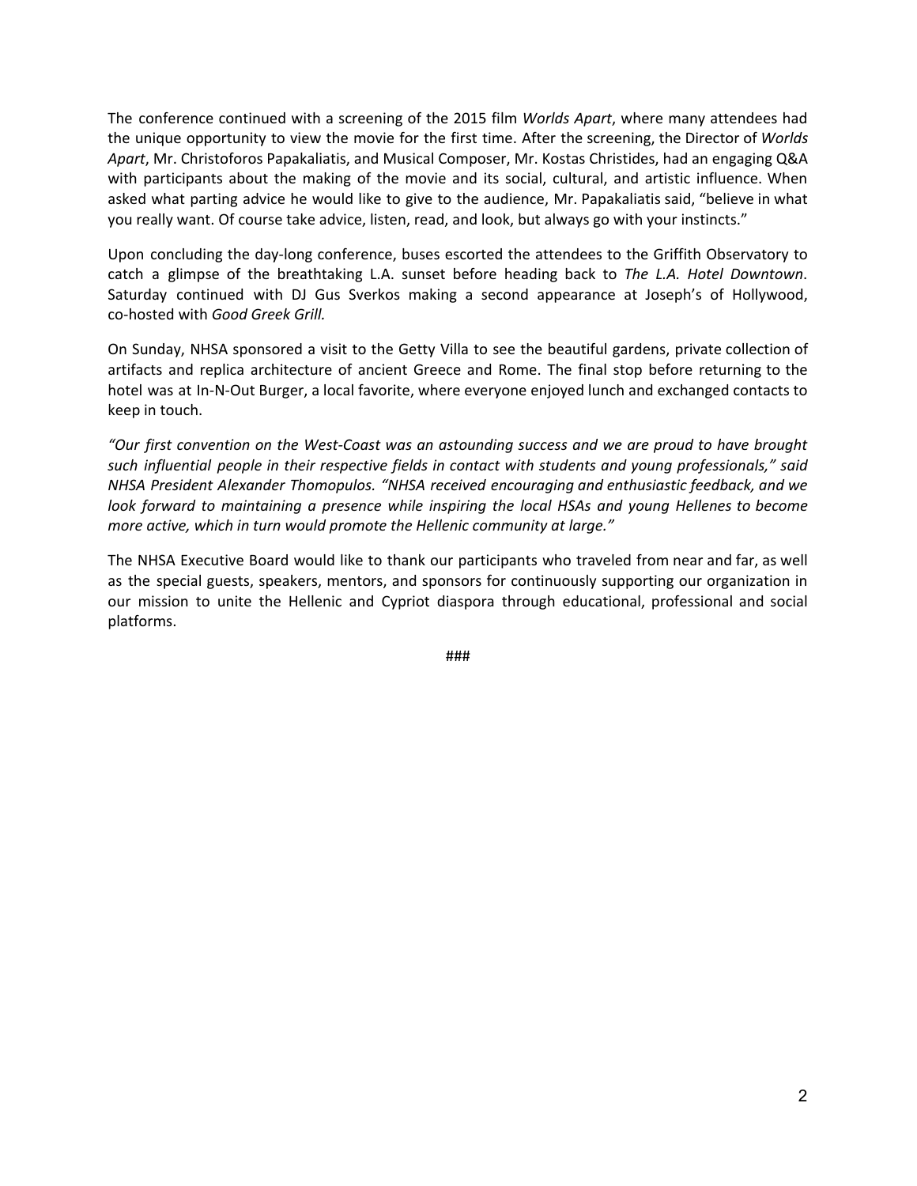The conference continued with a screening of the 2015 film *Worlds Apart*, where many attendees had the unique opportunity to view the movie for the first time. After the screening, the Director of *Worlds Apart*, Mr. Christoforos Papakaliatis, and Musical Composer, Mr. Kostas Christides, had an engaging Q&A with participants about the making of the movie and its social, cultural, and artistic influence. When asked what parting advice he would like to give to the audience, Mr. Papakaliatis said, "believe in what you really want. Of course take advice, listen, read, and look, but always go with your instincts."

Upon concluding the day-long conference, buses escorted the attendees to the Griffith Observatory to catch a glimpse of the breathtaking L.A. sunset before heading back to *The L.A. Hotel Downtown*. Saturday continued with DJ Gus Sverkos making a second appearance at Joseph's of Hollywood, co-hosted with *Good Greek Grill.*

On Sunday, NHSA sponsored a visit to the Getty Villa to see the beautiful gardens, private collection of artifacts and replica architecture of ancient Greece and Rome. The final stop before returning to the hotel was at In-N-Out Burger, a local favorite, where everyone enjoyed lunch and exchanged contacts to keep in touch.

*"Our first convention on the West-Coast was an astounding success and we are proud to have brought such influential people in their respective fields in contact with students and young professionals," said NHSA President Alexander Thomopulos. "NHSA received encouraging and enthusiastic feedback, and we look forward to maintaining a presence while inspiring the local HSAs and young Hellenes to become more active, which in turn would promote the Hellenic community at large."*

The NHSA Executive Board would like to thank our participants who traveled from near and far, as well as the special guests, speakers, mentors, and sponsors for continuously supporting our organization in our mission to unite the Hellenic and Cypriot diaspora through educational, professional and social platforms.

###